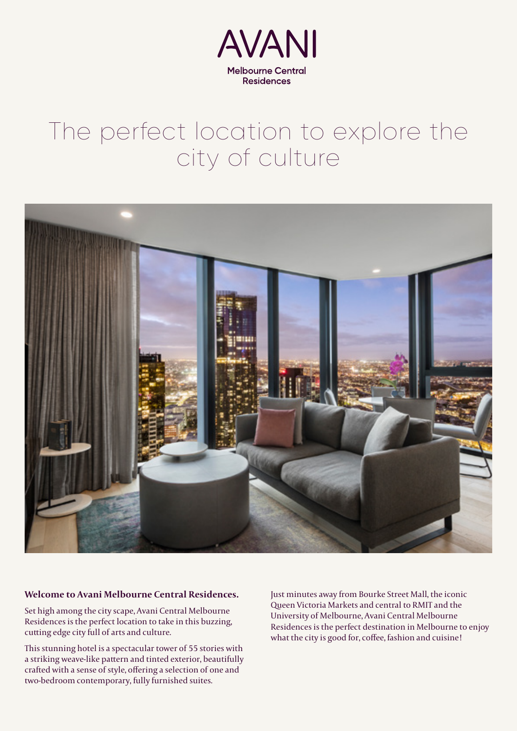# AVANI

**Melbourne Central Residences**

## The perfect location to explore the city of culture

**Welcome to Avani Melbourne Central Residences.**

Set high among the city scape, Avani Central Melbourne Residences is the perfect location to take in this buzzing, cutting edge city full of arts and culture.

This stunning hotel is a spectacular tower of 55 stories with a striking weave-like pattern and tinted exterior, beautifully crafted with a sense of style, offering a selection of one and two-bedroom contemporary, fully furnished suites.

Just minutes away from Bourke Street Mall, the iconic Queen Victoria Markets and central to RMIT and the University of Melbourne, Avani Central Melbourne Residences is the perfect destination in Melbourne to enjoy what the city is good for, coffee, fashion and cuisine!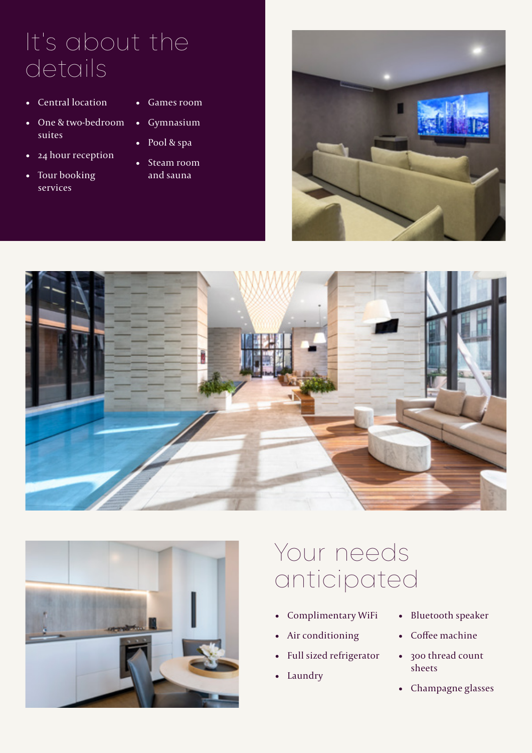# It's about the details

- Central location
- One & two-bedroom suites
- 24 hour reception
- Tour booking services
- Games room
- Gymnasium
- Pool & spa
- Steam room and sauna

# Your needs anticipated

- Complimentary WiFi
- Air conditioning
- Full sized refrigerator
- Laundry
- Bluetooth speaker
- Coffee machine
- 300 thread count sheets
- Champagne glasses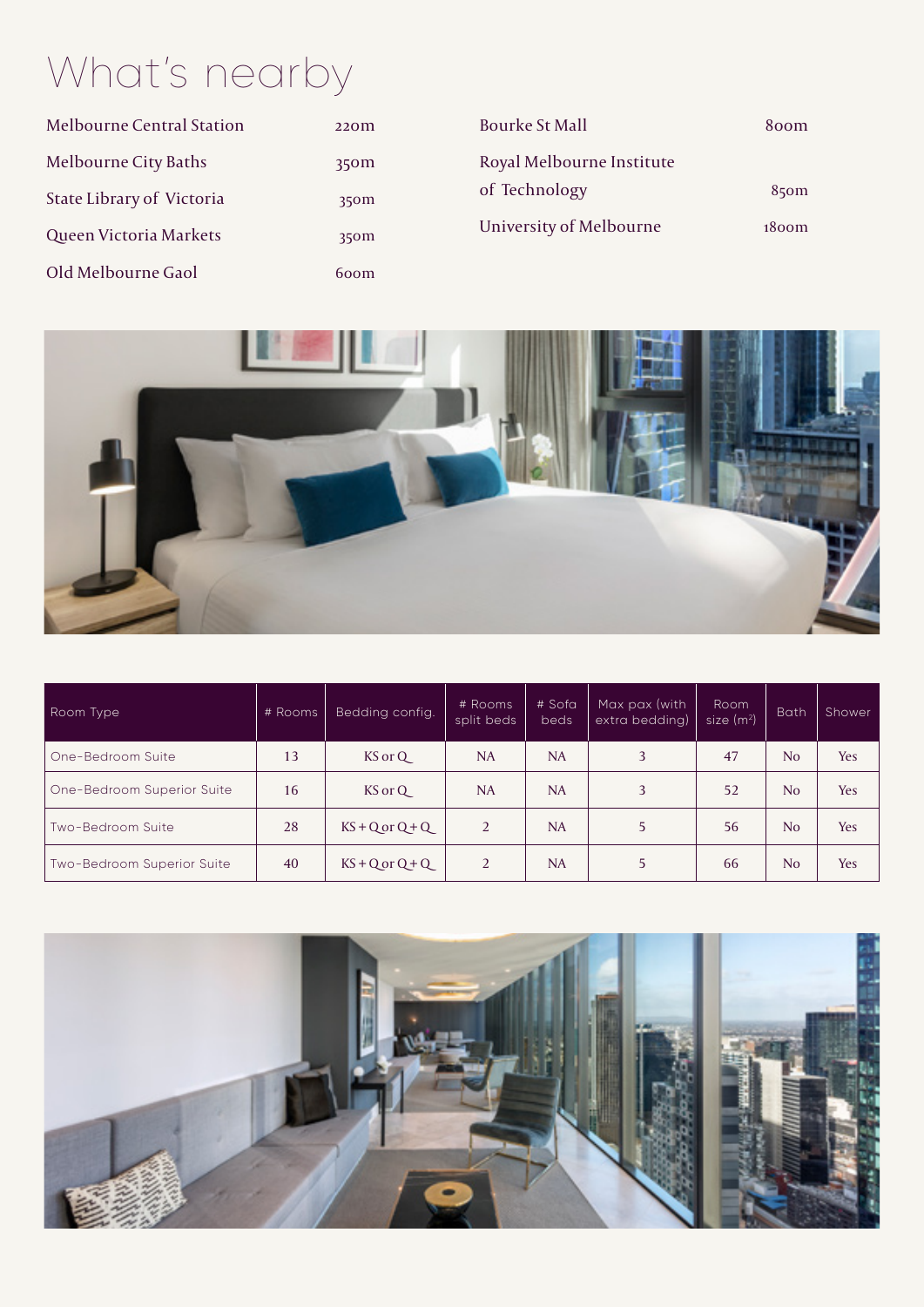# What's nearby

| | |
|---|---|
| Melbourne Central Station | 220m |
| Melbourne City Baths | 350m |
| State Library of Victoria | 350m |
| Queen Victoria Markets | 350m |
| Old Melbourne Gaol | 600m |
| Bourke St Mall | 800m |
| Royal Melbourne Institute of Technology | 850m |
| University of Melbourne | 1800m |

| Room Type | # Rooms | Bedding config. | # Rooms split beds | # Sofa beds | Max pax (with extra bedding) | Room size (m²) | Bath | Shower |
|---|---|---|---|---|---|---|---|---|
| One-Bedroom Suite | 13 | KS or Q | NA | NA | 3 | 47 | No | Yes |
| One-Bedroom Superior Suite | 16 | KS or Q | NA | NA | 3 | 52 | No | Yes |
| Two-Bedroom Suite | 28 | KS + Q or Q + Q | 2 | NA | 5 | 56 | No | Yes |
| Two-Bedroom Superior Suite | 40 | KS + Q or Q + Q | 2 | NA | 5 | 66 | No | Yes |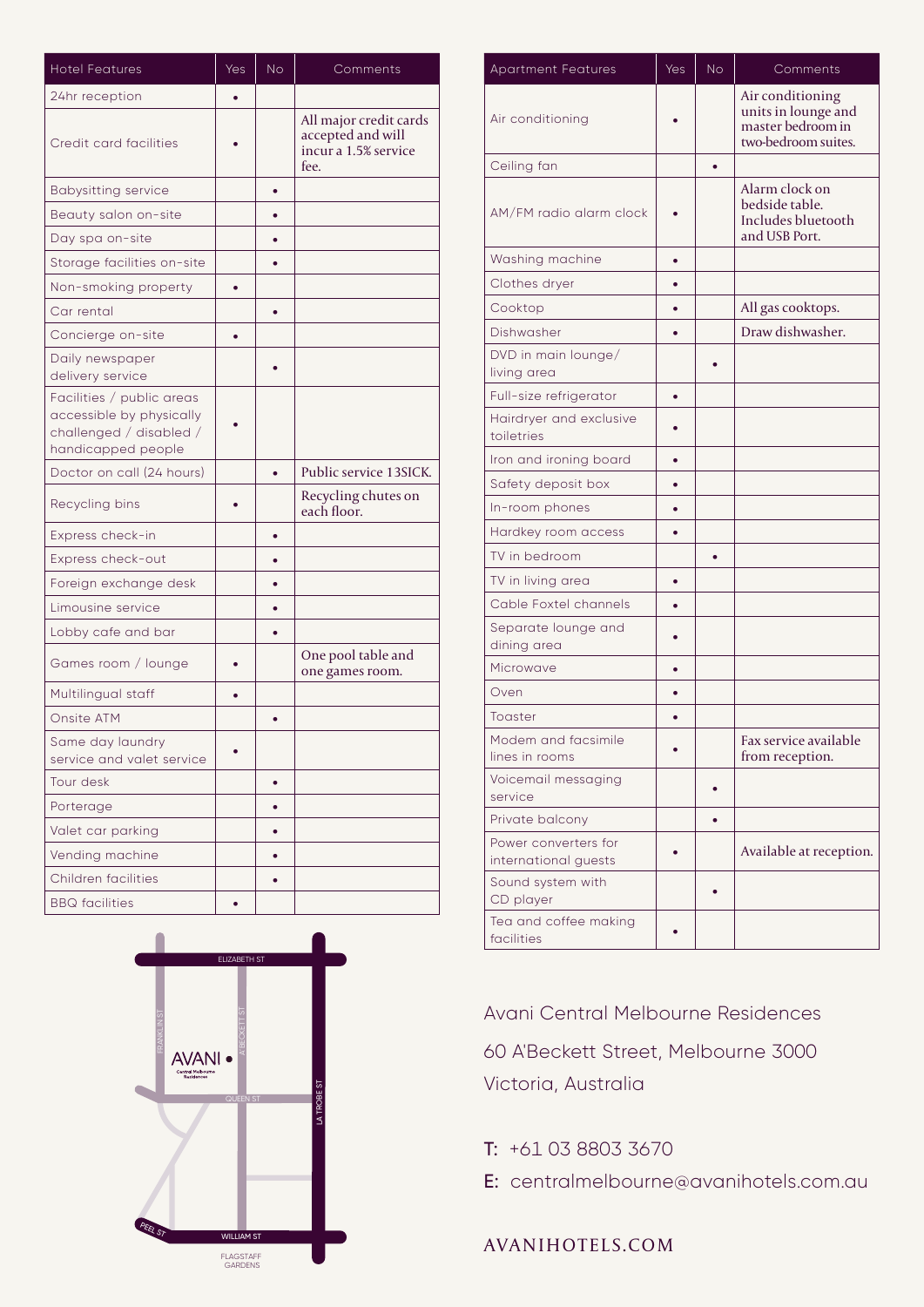| Hotel Features | Yes | No | Comments |
|---|---|---|---|
| 24hr reception | • | | |
| Credit card facilities | • | | All major credit cards accepted and will incur a 1.5% service fee. |
| Babysitting service | | • | |
| Beauty salon on-site | | • | |
| Day spa on-site | | • | |
| Storage facilities on-site | | • | |
| Non-smoking property | • | | |
| Car rental | | • | |
| Concierge on-site | • | | |
| Daily newspaper delivery service | | • | |
| Facilities / public areas accessible by physically challenged / disabled / handicapped people | • | | |
| Doctor on call (24 hours) | | • | Public service 13SICK. |
| Recycling bins | • | | Recycling chutes on each floor. |
| Express check-in | | • | |
| Express check-out | | • | |
| Foreign exchange desk | | • | |
| Limousine service | | • | |
| Lobby cafe and bar | | • | |
| Games room / lounge | • | | One pool table and one games room. |
| Multilingual staff | • | | |
| Onsite ATM | | • | |
| Same day laundry service and valet service | • | | |
| Tour desk | | • | |
| Porterage | | • | |
| Valet car parking | | • | |
| Vending machine | | • | |
| Children facilities | | • | |
| BBQ facilities | • | | |

ELIZABETH ST
FRANKLIN ST
A'BECKETT ST
AVANI Central Melbourne Residences
QUEEN ST
LA TROBE ST
PEEL ST
WILLIAM ST
FLAGSTAFF GARDENS

| Apartment Features | Yes | No | Comments |
|---|---|---|---|
| Air conditioning | • | | Air conditioning units in lounge and master bedroom in two-bedroom suites. |
| Ceiling fan | | • | |
| AM/FM radio alarm clock | • | | Alarm clock on bedside table. Includes bluetooth and USB Port. |
| Washing machine | • | | |
| Clothes dryer | • | | |
| Cooktop | • | | All gas cooktops. |
| Dishwasher | • | | Draw dishwasher. |
| DVD in main lounge/ living area | | • | |
| Full-size refrigerator | • | | |
| Hairdryer and exclusive toiletries | • | | |
| Iron and ironing board | • | | |
| Safety deposit box | • | | |
| In-room phones | • | | |
| Hardkey room access | • | | |
| TV in bedroom | | • | |
| TV in living area | • | | |
| Cable Foxtel channels | • | | |
| Separate lounge and dining area | • | | |
| Microwave | • | | |
| Oven | • | | |
| Toaster | • | | |
| Modem and facsimile lines in rooms | • | | Fax service available from reception. |
| Voicemail messaging service | | • | |
| Private balcony | | • | |
| Power converters for international guests | • | | Available at reception. |
| Sound system with CD player | | • | |
| Tea and coffee making facilities | • | | |

Avani Central Melbourne Residences

60 A'Beckett Street, Melbourne 3000

Victoria, Australia

**T:** +61 03 8803 3670

**E:** centralmelbourne@avanihotels.com.au

AVANIHOTELS.COM